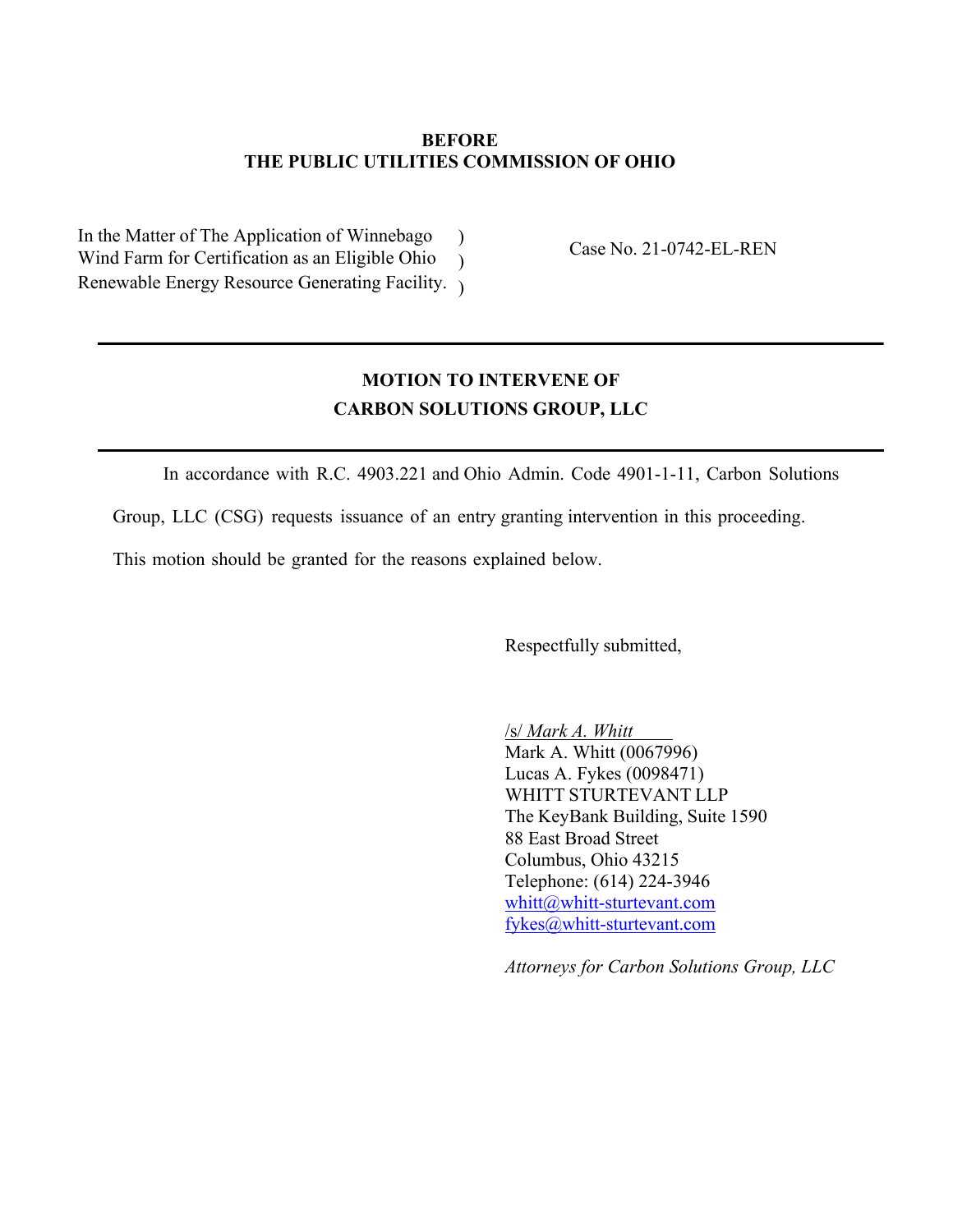**BEFORE**
**THE PUBLIC UTILITIES COMMISSION OF OHIO**

| | | |
|---|---|---|
| In the Matter of The Application of Winnebago Wind Farm for Certification as an Eligible Ohio Renewable Energy Resource Generating Facility. | ) ) ) | Case No. 21-0742-EL-REN |

---

**MOTION TO INTERVENE OF**
**CARBON SOLUTIONS GROUP, LLC**

---

In accordance with R.C. 4903.221 and Ohio Admin. Code 4901-1-11, Carbon Solutions Group, LLC (CSG) requests issuance of an entry granting intervention in this proceeding. This motion should be granted for the reasons explained below.

Respectfully submitted,

/s/ *Mark A. Whitt*
Mark A. Whitt (0067996)
Lucas A. Fykes (0098471)
WHITT STURTEVANT LLP
The KeyBank Building, Suite 1590
88 East Broad Street
Columbus, Ohio 43215
Telephone: (614) 224-3946
whitt@whitt-sturtevant.com
fykes@whitt-sturtevant.com

*Attorneys for Carbon Solutions Group, LLC*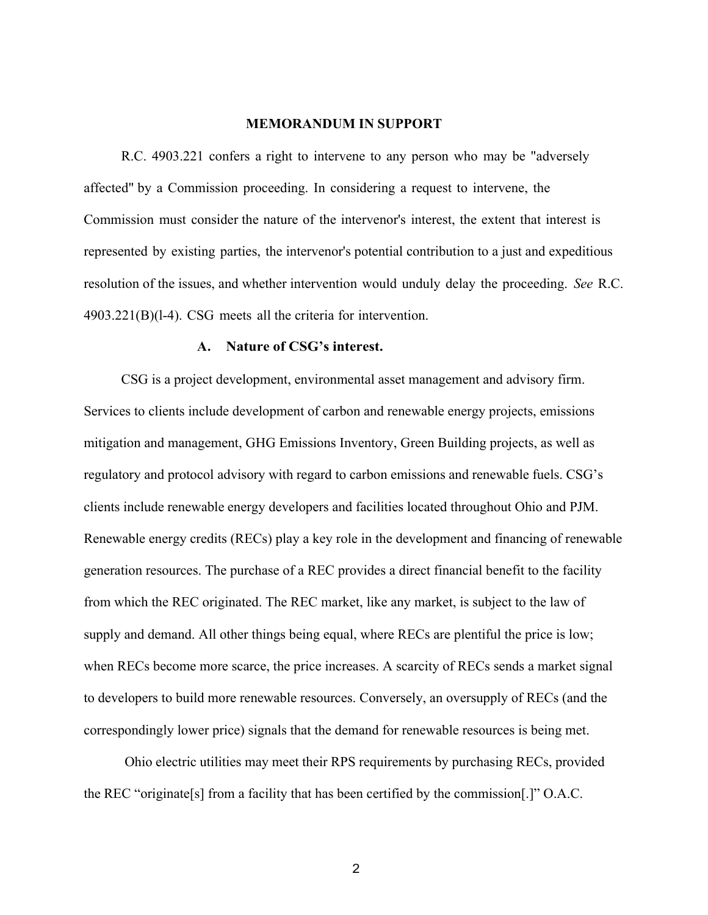## MEMORANDUM IN SUPPORT

R.C. 4903.221 confers a right to intervene to any person who may be "adversely affected" by a Commission proceeding. In considering a request to intervene, the Commission must consider the nature of the intervenor's interest, the extent that interest is represented by existing parties, the intervenor's potential contribution to a just and expeditious resolution of the issues, and whether intervention would unduly delay the proceeding. *See* R.C. 4903.221(B)(l-4). CSG meets all the criteria for intervention.

### A. Nature of CSG's interest.

CSG is a project development, environmental asset management and advisory firm. Services to clients include development of carbon and renewable energy projects, emissions mitigation and management, GHG Emissions Inventory, Green Building projects, as well as regulatory and protocol advisory with regard to carbon emissions and renewable fuels. CSG's clients include renewable energy developers and facilities located throughout Ohio and PJM. Renewable energy credits (RECs) play a key role in the development and financing of renewable generation resources. The purchase of a REC provides a direct financial benefit to the facility from which the REC originated. The REC market, like any market, is subject to the law of supply and demand. All other things being equal, where RECs are plentiful the price is low; when RECs become more scarce, the price increases. A scarcity of RECs sends a market signal to developers to build more renewable resources. Conversely, an oversupply of RECs (and the correspondingly lower price) signals that the demand for renewable resources is being met.

Ohio electric utilities may meet their RPS requirements by purchasing RECs, provided the REC "originate[s] from a facility that has been certified by the commission[.]" O.A.C.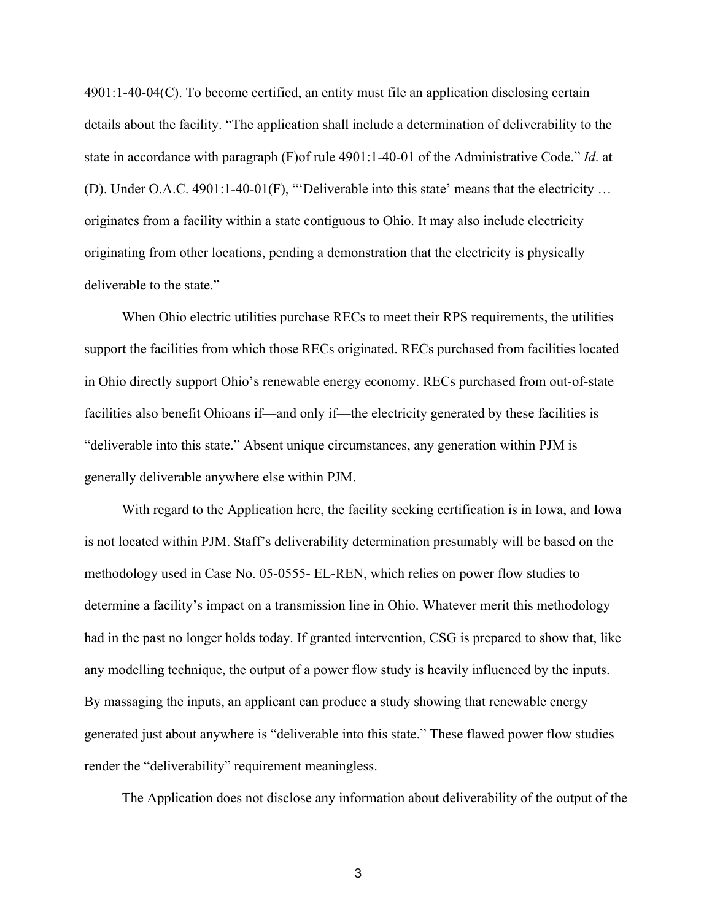4901:1-40-04(C). To become certified, an entity must file an application disclosing certain details about the facility. "The application shall include a determination of deliverability to the state in accordance with paragraph (F)of rule 4901:1-40-01 of the Administrative Code." *Id*. at (D). Under O.A.C. 4901:1-40-01(F), "'Deliverable into this state' means that the electricity … originates from a facility within a state contiguous to Ohio. It may also include electricity originating from other locations, pending a demonstration that the electricity is physically deliverable to the state."

When Ohio electric utilities purchase RECs to meet their RPS requirements, the utilities support the facilities from which those RECs originated. RECs purchased from facilities located in Ohio directly support Ohio's renewable energy economy. RECs purchased from out-of-state facilities also benefit Ohioans if—and only if—the electricity generated by these facilities is "deliverable into this state." Absent unique circumstances, any generation within PJM is generally deliverable anywhere else within PJM.

With regard to the Application here, the facility seeking certification is in Iowa, and Iowa is not located within PJM. Staff's deliverability determination presumably will be based on the methodology used in Case No. 05-0555- EL-REN, which relies on power flow studies to determine a facility's impact on a transmission line in Ohio. Whatever merit this methodology had in the past no longer holds today. If granted intervention, CSG is prepared to show that, like any modelling technique, the output of a power flow study is heavily influenced by the inputs. By massaging the inputs, an applicant can produce a study showing that renewable energy generated just about anywhere is "deliverable into this state." These flawed power flow studies render the "deliverability" requirement meaningless.

The Application does not disclose any information about deliverability of the output of the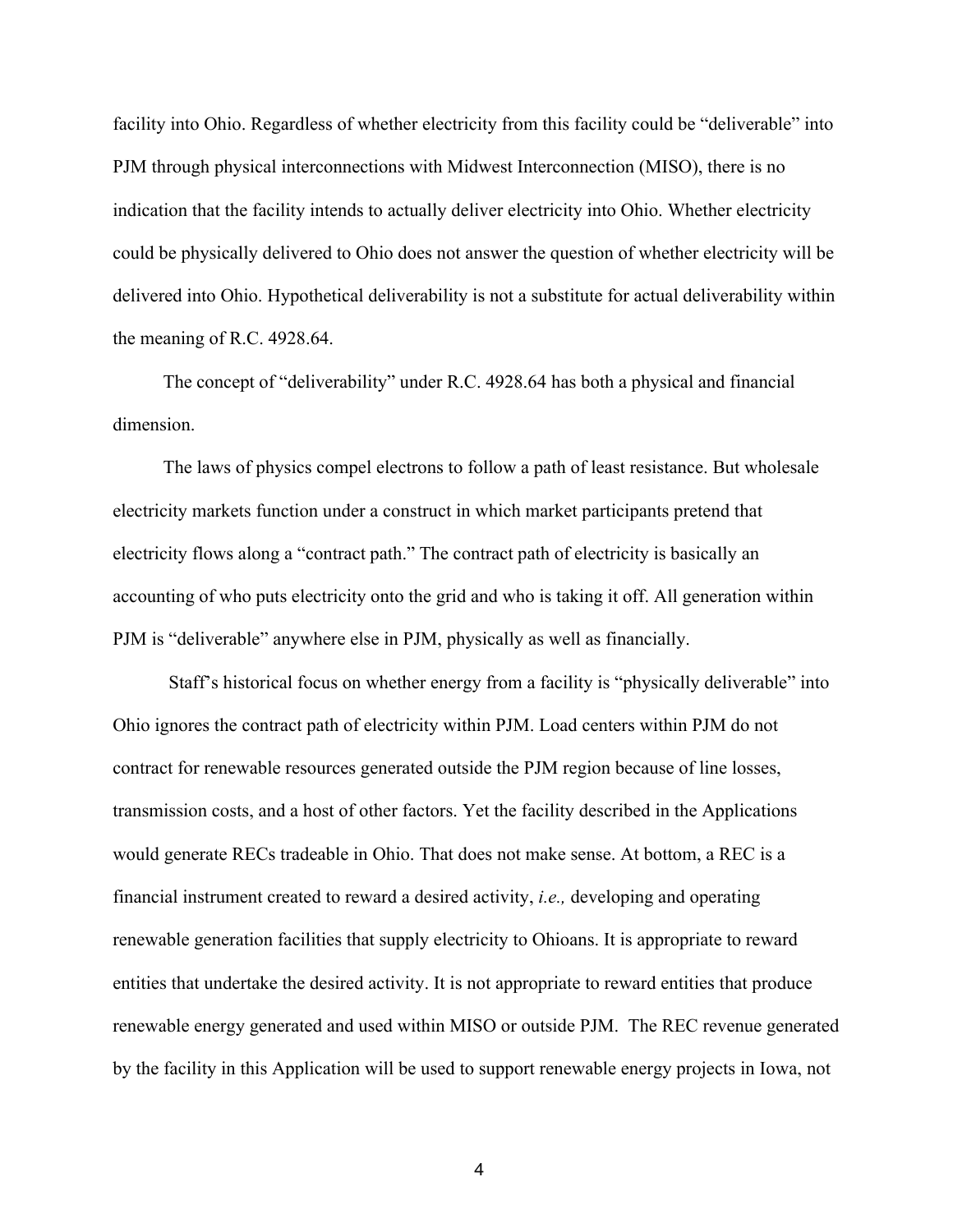facility into Ohio. Regardless of whether electricity from this facility could be "deliverable" into PJM through physical interconnections with Midwest Interconnection (MISO), there is no indication that the facility intends to actually deliver electricity into Ohio. Whether electricity could be physically delivered to Ohio does not answer the question of whether electricity will be delivered into Ohio. Hypothetical deliverability is not a substitute for actual deliverability within the meaning of R.C. 4928.64.

The concept of "deliverability" under R.C. 4928.64 has both a physical and financial dimension.

The laws of physics compel electrons to follow a path of least resistance. But wholesale electricity markets function under a construct in which market participants pretend that electricity flows along a "contract path." The contract path of electricity is basically an accounting of who puts electricity onto the grid and who is taking it off. All generation within PJM is "deliverable" anywhere else in PJM, physically as well as financially.

Staff's historical focus on whether energy from a facility is "physically deliverable" into Ohio ignores the contract path of electricity within PJM. Load centers within PJM do not contract for renewable resources generated outside the PJM region because of line losses, transmission costs, and a host of other factors. Yet the facility described in the Applications would generate RECs tradeable in Ohio. That does not make sense. At bottom, a REC is a financial instrument created to reward a desired activity, *i.e.,* developing and operating renewable generation facilities that supply electricity to Ohioans. It is appropriate to reward entities that undertake the desired activity. It is not appropriate to reward entities that produce renewable energy generated and used within MISO or outside PJM. The REC revenue generated by the facility in this Application will be used to support renewable energy projects in Iowa, not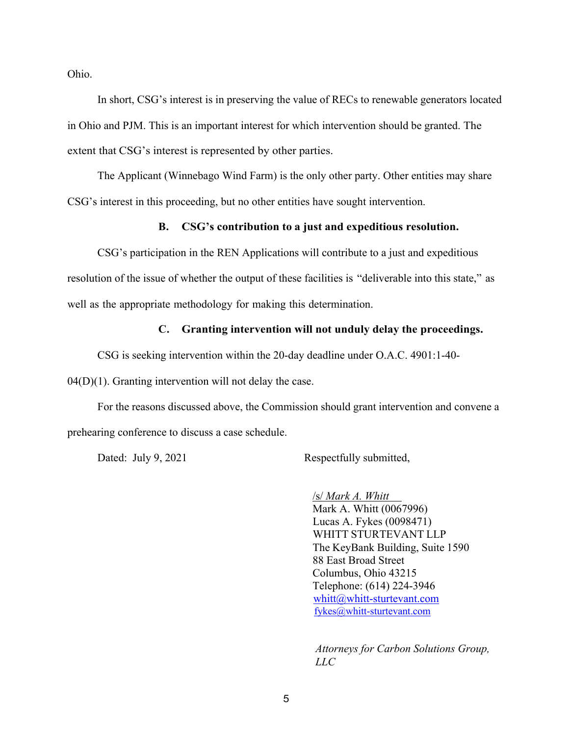Ohio.

In short, CSG's interest is in preserving the value of RECs to renewable generators located in Ohio and PJM. This is an important interest for which intervention should be granted. The extent that CSG's interest is represented by other parties.

The Applicant (Winnebago Wind Farm) is the only other party. Other entities may share CSG's interest in this proceeding, but no other entities have sought intervention.

### B. CSG's contribution to a just and expeditious resolution.

CSG's participation in the REN Applications will contribute to a just and expeditious resolution of the issue of whether the output of these facilities is "deliverable into this state," as well as the appropriate methodology for making this determination.

### C. Granting intervention will not unduly delay the proceedings.

CSG is seeking intervention within the 20-day deadline under O.A.C. 4901:1-40-04(D)(1). Granting intervention will not delay the case.

For the reasons discussed above, the Commission should grant intervention and convene a prehearing conference to discuss a case schedule.

Dated: July 9, 2021

Respectfully submitted,

/s/ *Mark A. Whitt*
Mark A. Whitt (0067996)
Lucas A. Fykes (0098471)
WHITT STURTEVANT LLP
The KeyBank Building, Suite 1590
88 East Broad Street
Columbus, Ohio 43215
Telephone: (614) 224-3946
whitt@whitt-sturtevant.com
fykes@whitt-sturtevant.com

*Attorneys for Carbon Solutions Group, LLC*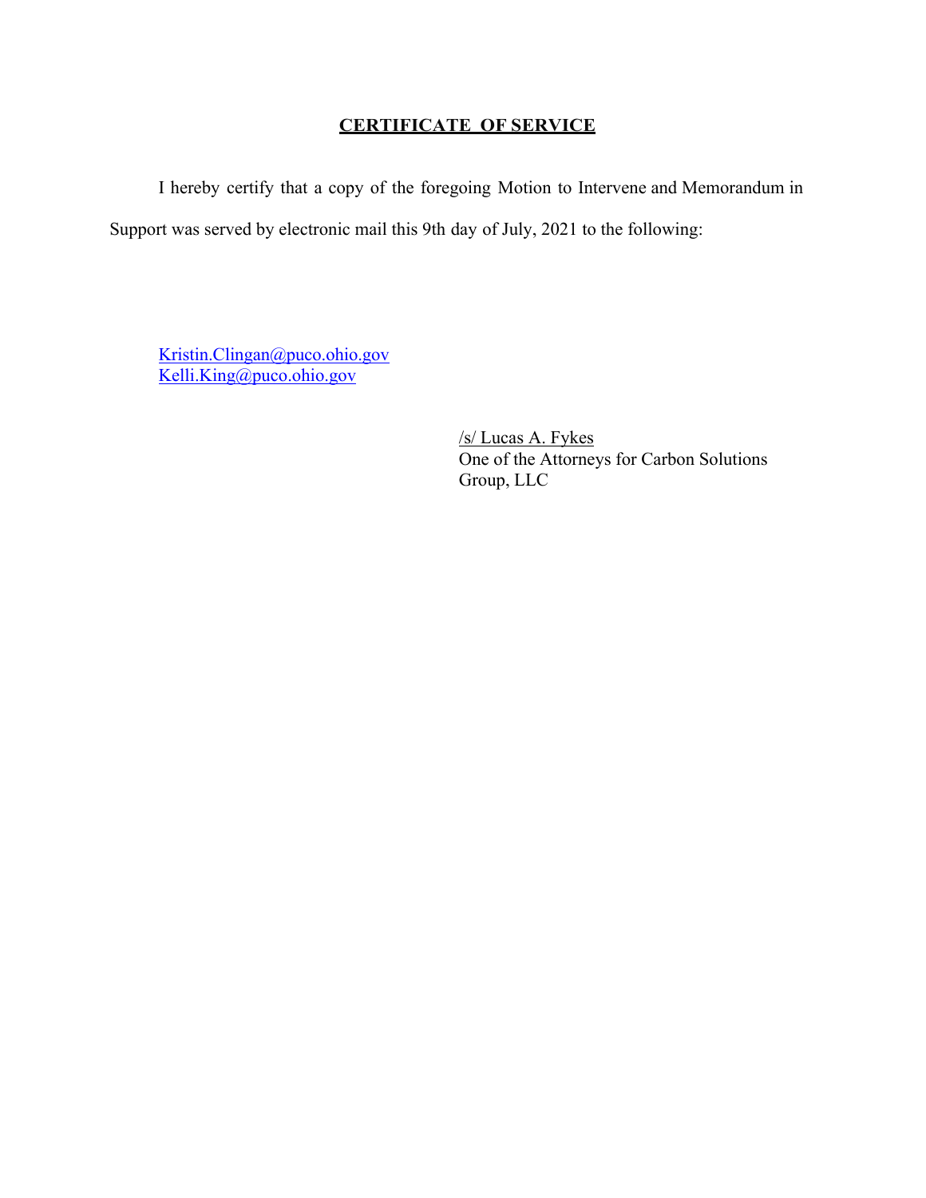## CERTIFICATE OF SERVICE

I hereby certify that a copy of the foregoing Motion to Intervene and Memorandum in Support was served by electronic mail this 9th day of July, 2021 to the following:

Kristin.Clingan@puco.ohio.gov
Kelli.King@puco.ohio.gov

/s/ Lucas A. Fykes
One of the Attorneys for Carbon Solutions Group, LLC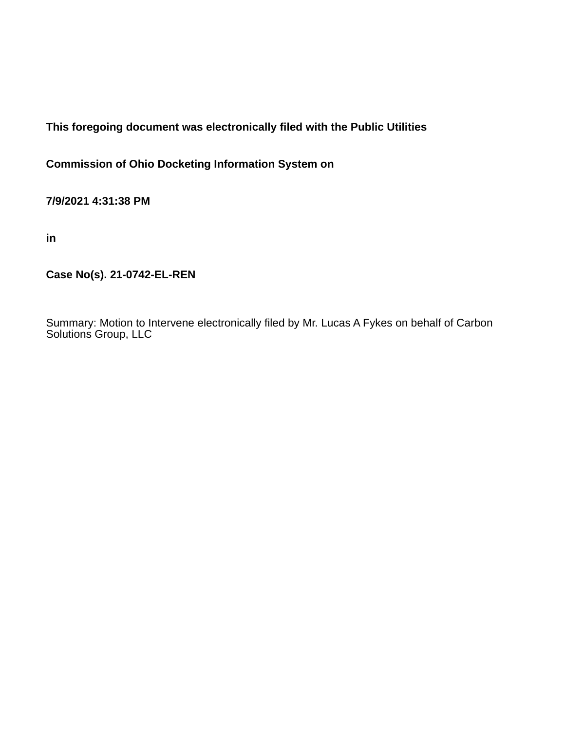**This foregoing document was electronically filed with the Public Utilities**

**Commission of Ohio Docketing Information System on**

**7/9/2021 4:31:38 PM**

**in**

**Case No(s). 21-0742-EL-REN**

Summary: Motion to Intervene electronically filed by Mr. Lucas A Fykes on behalf of Carbon Solutions Group, LLC